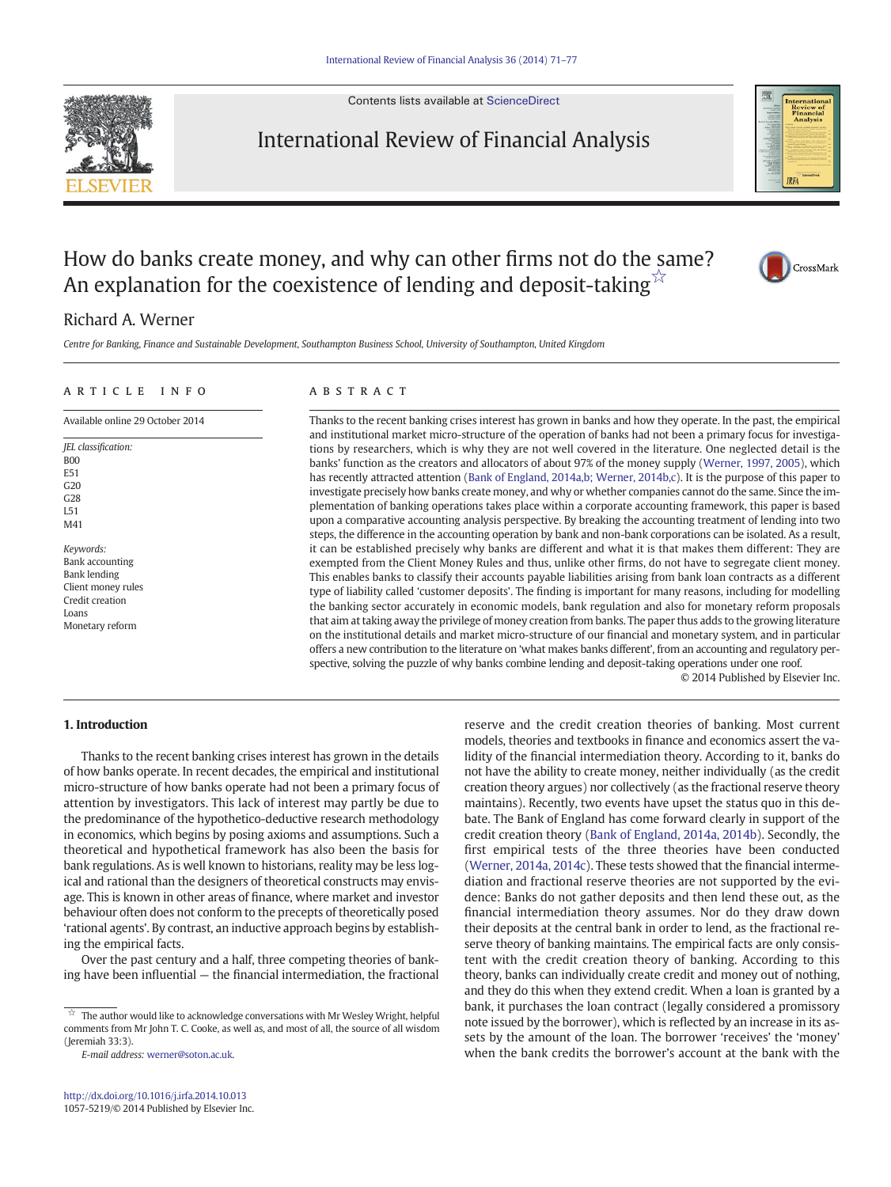# How do banks create money, and why can other firms not do the same? An explanation for the coexistence of lending and deposit-taking☆

Richard A. Werner

*Centre for Banking, Finance and Sustainable Development, Southampton Business School, University of Southampton, United Kingdom*

## ARTICLE INFO

Available online 29 October 2014

*JEL classification:*
B00
E51
G20
G28
L51
M41

*Keywords:*
Bank accounting
Bank lending
Client money rules
Credit creation
Loans
Monetary reform

## ABSTRACT

Thanks to the recent banking crises interest has grown in banks and how they operate. In the past, the empirical and institutional market micro-structure of the operation of banks had not been a primary focus for investigations by researchers, which is why they are not well covered in the literature. One neglected detail is the banks' function as the creators and allocators of about 97% of the money supply (Werner, 1997, 2005), which has recently attracted attention (Bank of England, 2014a,b; Werner, 2014b,c). It is the purpose of this paper to investigate precisely how banks create money, and why or whether companies cannot do the same. Since the implementation of banking operations takes place within a corporate accounting framework, this paper is based upon a comparative accounting analysis perspective. By breaking the accounting treatment of lending into two steps, the difference in the accounting operation by bank and non-bank corporations can be isolated. As a result, it can be established precisely why banks are different and what it is that makes them different: They are exempted from the Client Money Rules and thus, unlike other firms, do not have to segregate client money. This enables banks to classify their accounts payable liabilities arising from bank loan contracts as a different type of liability called 'customer deposits'. The finding is important for many reasons, including for modelling the banking sector accurately in economic models, bank regulation and also for monetary reform proposals that aim at taking away the privilege of money creation from banks. The paper thus adds to the growing literature on the institutional details and market micro-structure of our financial and monetary system, and in particular offers a new contribution to the literature on 'what makes banks different', from an accounting and regulatory perspective, solving the puzzle of why banks combine lending and deposit-taking operations under one roof.

© 2014 Published by Elsevier Inc.

## 1. Introduction

Thanks to the recent banking crises interest has grown in the details of how banks operate. In recent decades, the empirical and institutional micro-structure of how banks operate had not been a primary focus of attention by investigators. This lack of interest may partly be due to the predominance of the hypothetico-deductive research methodology in economics, which begins by posing axioms and assumptions. Such a theoretical and hypothetical framework has also been the basis for bank regulations. As is well known to historians, reality may be less logical and rational than the designers of theoretical constructs may envisage. This is known in other areas of finance, where market and investor behaviour often does not conform to the precepts of theoretically posed 'rational agents'. By contrast, an inductive approach begins by establishing the empirical facts.

Over the past century and a half, three competing theories of banking have been influential — the financial intermediation, the fractional reserve and the credit creation theories of banking. Most current models, theories and textbooks in finance and economics assert the validity of the financial intermediation theory. According to it, banks do not have the ability to create money, neither individually (as the credit creation theory argues) nor collectively (as the fractional reserve theory maintains). Recently, two events have upset the status quo in this debate. The Bank of England has come forward clearly in support of the credit creation theory (Bank of England, 2014a, 2014b). Secondly, the first empirical tests of the three theories have been conducted (Werner, 2014a, 2014c). These tests showed that the financial intermediation and fractional reserve theories are not supported by the evidence: Banks do not gather deposits and then lend these out, as the financial intermediation theory assumes. Nor do they draw down their deposits at the central bank in order to lend, as the fractional reserve theory of banking maintains. The empirical facts are only consistent with the credit creation theory of banking. According to this theory, banks can individually create credit and money out of nothing, and they do this when they extend credit. When a loan is granted by a bank, it purchases the loan contract (legally considered a promissory note issued by the borrower), which is reflected by an increase in its assets by the amount of the loan. The borrower 'receives' the 'money' when the bank credits the borrower's account at the bank with the

☆ The author would like to acknowledge conversations with Mr Wesley Wright, helpful comments from Mr John T. C. Cooke, as well as, and most of all, the source of all wisdom (Jeremiah 33:3).

*E-mail address:* werner@soton.ac.uk.

http://dx.doi.org/10.1016/j.irfa.2014.10.013
1057-5219/© 2014 Published by Elsevier Inc.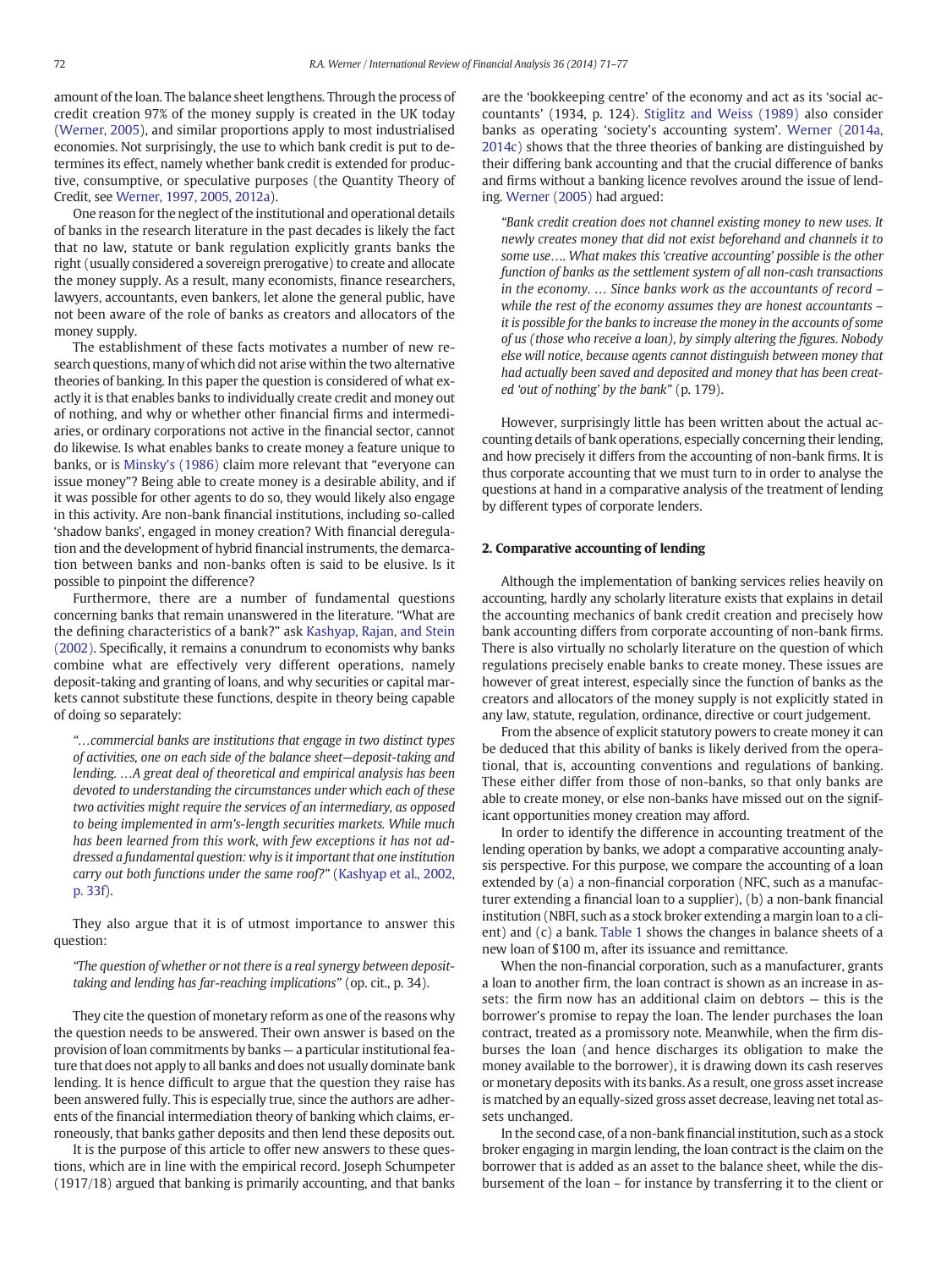amount of the loan. The balance sheet lengthens. Through the process of credit creation 97% of the money supply is created in the UK today (Werner, 2005), and similar proportions apply to most industrialised economies. Not surprisingly, the use to which bank credit is put to determines its effect, namely whether bank credit is extended for productive, consumptive, or speculative purposes (the Quantity Theory of Credit, see Werner, 1997, 2005, 2012a).

One reason for the neglect of the institutional and operational details of banks in the research literature in the past decades is likely the fact that no law, statute or bank regulation explicitly grants banks the right (usually considered a sovereign prerogative) to create and allocate the money supply. As a result, many economists, finance researchers, lawyers, accountants, even bankers, let alone the general public, have not been aware of the role of banks as creators and allocators of the money supply.

The establishment of these facts motivates a number of new research questions, many of which did not arise within the two alternative theories of banking. In this paper the question is considered of what exactly it is that enables banks to individually create credit and money out of nothing, and why or whether other financial firms and intermediaries, or ordinary corporations not active in the financial sector, cannot do likewise. Is what enables banks to create money a feature unique to banks, or is Minsky's (1986) claim more relevant that "everyone can issue money"? Being able to create money is a desirable ability, and if it was possible for other agents to do so, they would likely also engage in this activity. Are non-bank financial institutions, including so-called 'shadow banks', engaged in money creation? With financial deregulation and the development of hybrid financial instruments, the demarcation between banks and non-banks often is said to be elusive. Is it possible to pinpoint the difference?

Furthermore, there are a number of fundamental questions concerning banks that remain unanswered in the literature. "What are the defining characteristics of a bank?" ask Kashyap, Rajan, and Stein (2002). Specifically, it remains a conundrum to economists why banks combine what are effectively very different operations, namely deposit-taking and granting of loans, and why securities or capital markets cannot substitute these functions, despite in theory being capable of doing so separately:

> *"…commercial banks are institutions that engage in two distinct types of activities, one on each side of the balance sheet—deposit-taking and lending. …A great deal of theoretical and empirical analysis has been devoted to understanding the circumstances under which each of these two activities might require the services of an intermediary, as opposed to being implemented in arm's-length securities markets. While much has been learned from this work, with few exceptions it has not addressed a fundamental question: why is it important that one institution carry out both functions under the same roof?"* (Kashyap et al., 2002, p. 33f).

They also argue that it is of utmost importance to answer this question:

> *"The question of whether or not there is a real synergy between deposit-taking and lending has far-reaching implications"* (op. cit., p. 34).

They cite the question of monetary reform as one of the reasons why the question needs to be answered. Their own answer is based on the provision of loan commitments by banks — a particular institutional feature that does not apply to all banks and does not usually dominate bank lending. It is hence difficult to argue that the question they raise has been answered fully. This is especially true, since the authors are adherents of the financial intermediation theory of banking which claims, erroneously, that banks gather deposits and then lend these deposits out.

It is the purpose of this article to offer new answers to these questions, which are in line with the empirical record. Joseph Schumpeter (1917/18) argued that banking is primarily accounting, and that banks are the 'bookkeeping centre' of the economy and act as its 'social accountants' (1934, p. 124). Stiglitz and Weiss (1989) also consider banks as operating 'society's accounting system'. Werner (2014a, 2014c) shows that the three theories of banking are distinguished by their differing bank accounting and that the crucial difference of banks and firms without a banking licence revolves around the issue of lending. Werner (2005) had argued:

> *"Bank credit creation does not channel existing money to new uses. It newly creates money that did not exist beforehand and channels it to some use…. What makes this 'creative accounting' possible is the other function of banks as the settlement system of all non-cash transactions in the economy. … Since banks work as the accountants of record – while the rest of the economy assumes they are honest accountants – it is possible for the banks to increase the money in the accounts of some of us (those who receive a loan), by simply altering the figures. Nobody else will notice, because agents cannot distinguish between money that had actually been saved and deposited and money that has been created 'out of nothing' by the bank"* (p. 179).

However, surprisingly little has been written about the actual accounting details of bank operations, especially concerning their lending, and how precisely it differs from the accounting of non-bank firms. It is thus corporate accounting that we must turn to in order to analyse the questions at hand in a comparative analysis of the treatment of lending by different types of corporate lenders.

## 2. Comparative accounting of lending

Although the implementation of banking services relies heavily on accounting, hardly any scholarly literature exists that explains in detail the accounting mechanics of bank credit creation and precisely how bank accounting differs from corporate accounting of non-bank firms. There is also virtually no scholarly literature on the question of which regulations precisely enable banks to create money. These issues are however of great interest, especially since the function of banks as the creators and allocators of the money supply is not explicitly stated in any law, statute, regulation, ordinance, directive or court judgement.

From the absence of explicit statutory powers to create money it can be deduced that this ability of banks is likely derived from the operational, that is, accounting conventions and regulations of banking. These either differ from those of non-banks, so that only banks are able to create money, or else non-banks have missed out on the significant opportunities money creation may afford.

In order to identify the difference in accounting treatment of the lending operation by banks, we adopt a comparative accounting analysis perspective. For this purpose, we compare the accounting of a loan extended by (a) a non-financial corporation (NFC, such as a manufacturer extending a financial loan to a supplier), (b) a non-bank financial institution (NBFI, such as a stock broker extending a margin loan to a client) and (c) a bank. Table 1 shows the changes in balance sheets of a new loan of \$100 m, after its issuance and remittance.

When the non-financial corporation, such as a manufacturer, grants a loan to another firm, the loan contract is shown as an increase in assets: the firm now has an additional claim on debtors — this is the borrower's promise to repay the loan. The lender purchases the loan contract, treated as a promissory note. Meanwhile, when the firm disburses the loan (and hence discharges its obligation to make the money available to the borrower), it is drawing down its cash reserves or monetary deposits with its banks. As a result, one gross asset increase is matched by an equally-sized gross asset decrease, leaving net total assets unchanged.

In the second case, of a non-bank financial institution, such as a stock broker engaging in margin lending, the loan contract is the claim on the borrower that is added as an asset to the balance sheet, while the disbursement of the loan – for instance by transferring it to the client or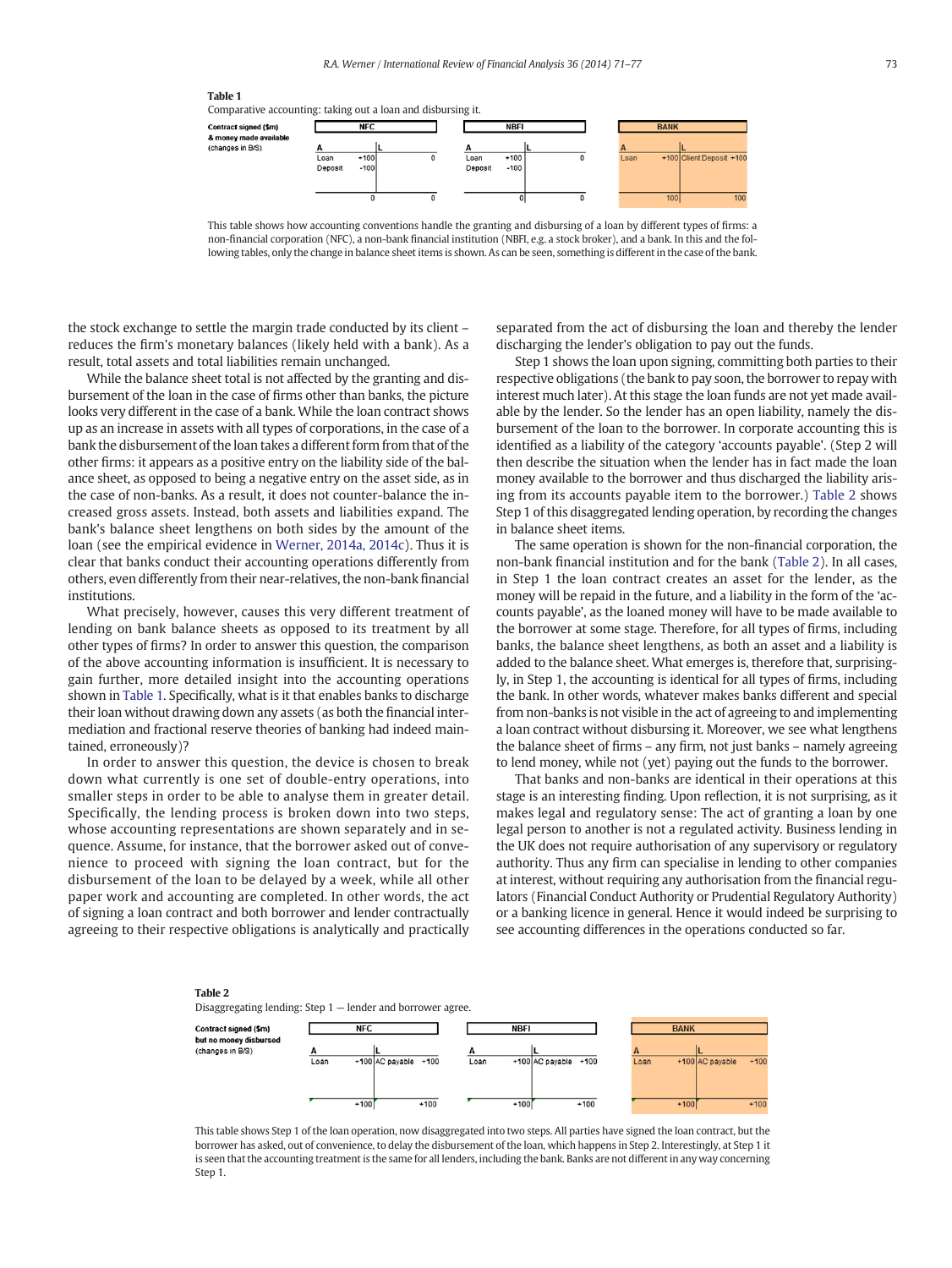**Table 1**

Comparative accounting: taking out a loan and disbursing it.

| Contract signed ($m) & money made available (changes in B/S) | NFC | | | | NBFI | | | | BANK | | | |
|---|---|---|---|---|---|---|---|---|---|---|---|---|
| | A | | L | | A | | L | | A | | L | |
| | Loan | +100 | | 0 | Loan | +100 | | 0 | Loan | +100 | Client Deposit | +100 |
| | Deposit | −100 | | | Deposit | −100 | | | | | | |
| | | 0 | | 0 | | 0 | | 0 | | 100 | | 100 |

This table shows how accounting conventions handle the granting and disbursing of a loan by different types of firms: a non-financial corporation (NFC), a non-bank financial institution (NBFI, e.g. a stock broker), and a bank. In this and the following tables, only the change in balance sheet items is shown. As can be seen, something is different in the case of the bank.

the stock exchange to settle the margin trade conducted by its client – reduces the firm's monetary balances (likely held with a bank). As a result, total assets and total liabilities remain unchanged.

While the balance sheet total is not affected by the granting and disbursement of the loan in the case of firms other than banks, the picture looks very different in the case of a bank. While the loan contract shows up as an increase in assets with all types of corporations, in the case of a bank the disbursement of the loan takes a different form from that of the other firms: it appears as a positive entry on the liability side of the balance sheet, as opposed to being a negative entry on the asset side, as in the case of non-banks. As a result, it does not counter-balance the increased gross assets. Instead, both assets and liabilities expand. The bank's balance sheet lengthens on both sides by the amount of the loan (see the empirical evidence in Werner, 2014a, 2014c). Thus it is clear that banks conduct their accounting operations differently from others, even differently from their near-relatives, the non-bank financial institutions.

What precisely, however, causes this very different treatment of lending on bank balance sheets as opposed to its treatment by all other types of firms? In order to answer this question, the comparison of the above accounting information is insufficient. It is necessary to gain further, more detailed insight into the accounting operations shown in Table 1. Specifically, what is it that enables banks to discharge their loan without drawing down any assets (as both the financial intermediation and fractional reserve theories of banking had indeed maintained, erroneously)?

In order to answer this question, the device is chosen to break down what currently is one set of double-entry operations, into smaller steps in order to be able to analyse them in greater detail. Specifically, the lending process is broken down into two steps, whose accounting representations are shown separately and in sequence. Assume, for instance, that the borrower asked out of convenience to proceed with signing the loan contract, but for the disbursement of the loan to be delayed by a week, while all other paper work and accounting are completed. In other words, the act of signing a loan contract and both borrower and lender contractually agreeing to their respective obligations is analytically and practically separated from the act of disbursing the loan and thereby the lender discharging the lender's obligation to pay out the funds.

Step 1 shows the loan upon signing, committing both parties to their respective obligations (the bank to pay soon, the borrower to repay with interest much later). At this stage the loan funds are not yet made available by the lender. So the lender has an open liability, namely the disbursement of the loan to the borrower. In corporate accounting this is identified as a liability of the category 'accounts payable'. (Step 2 will then describe the situation when the lender has in fact made the loan money available to the borrower and thus discharged the liability arising from its accounts payable item to the borrower.) Table 2 shows Step 1 of this disaggregated lending operation, by recording the changes in balance sheet items.

The same operation is shown for the non-financial corporation, the non-bank financial institution and for the bank (Table 2). In all cases, in Step 1 the loan contract creates an asset for the lender, as the money will be repaid in the future, and a liability in the form of the 'accounts payable', as the loaned money will have to be made available to the borrower at some stage. Therefore, for all types of firms, including banks, the balance sheet lengthens, as both an asset and a liability is added to the balance sheet. What emerges is, therefore that, surprisingly, in Step 1, the accounting is identical for all types of firms, including the bank. In other words, whatever makes banks different and special from non-banks is not visible in the act of agreeing to and implementing a loan contract without disbursing it. Moreover, we see what lengthens the balance sheet of firms – any firm, not just banks – namely agreeing to lend money, while not (yet) paying out the funds to the borrower.

That banks and non-banks are identical in their operations at this stage is an interesting finding. Upon reflection, it is not surprising, as it makes legal and regulatory sense: The act of granting a loan by one legal person to another is not a regulated activity. Business lending in the UK does not require authorisation of any supervisory or regulatory authority. Thus any firm can specialise in lending to other companies at interest, without requiring any authorisation from the financial regulators (Financial Conduct Authority or Prudential Regulatory Authority) or a banking licence in general. Hence it would indeed be surprising to see accounting differences in the operations conducted so far.

**Table 2**

Disaggregating lending: Step 1 — lender and borrower agree.

| Contract signed ($m) but no money disbursed (changes in B/S) | NFC | | | | NBFI | | | | BANK | | | |
|---|---|---|---|---|---|---|---|---|---|---|---|---|
| | A | | L | | A | | L | | A | | L | |
| | Loan | +100 | AC payable | +100 | Loan | +100 | AC payable | +100 | Loan | +100 | AC payable | +100 |
| | | +100 | | +100 | | +100 | | +100 | | +100 | | +100 |

This table shows Step 1 of the loan operation, now disaggregated into two steps. All parties have signed the loan contract, but the borrower has asked, out of convenience, to delay the disbursement of the loan, which happens in Step 2. Interestingly, at Step 1 it is seen that the accounting treatment is the same for all lenders, including the bank. Banks are not different in any way concerning Step 1.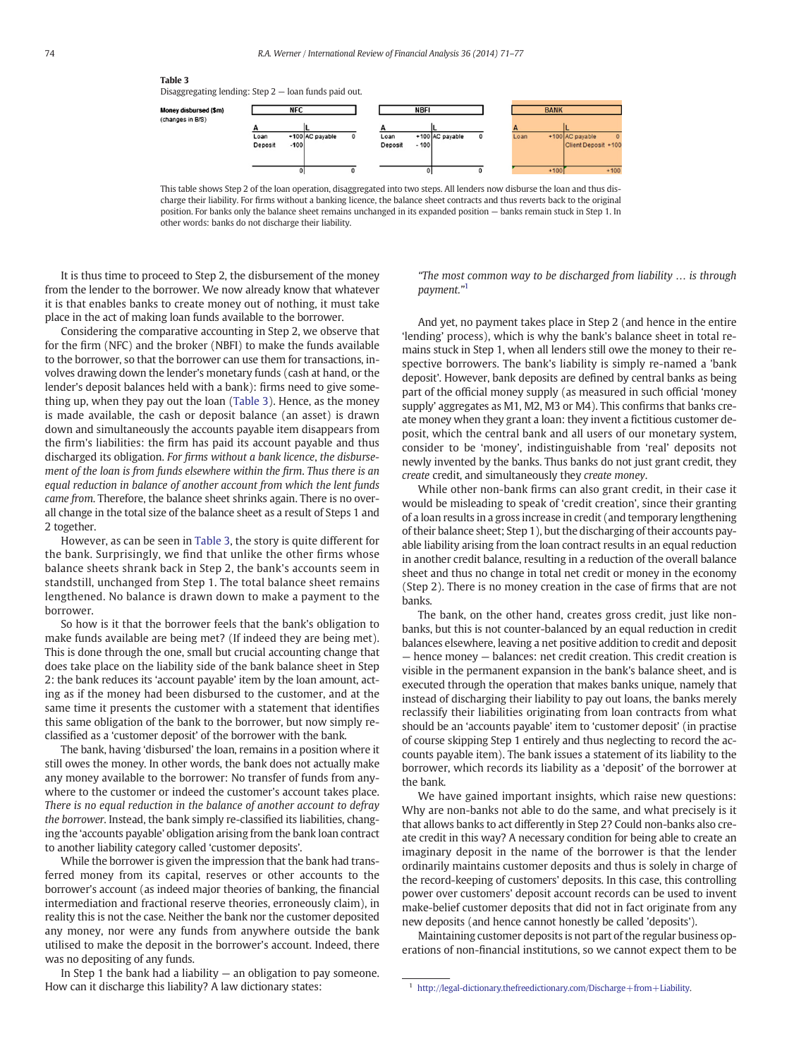**Table 3**
Disaggregating lending: Step 2 — loan funds paid out.

| Money disbursed ($m) (changes in B/S) | NFC A | | NFC L | | NBFI A | | NBFI L | | BANK A | | BANK L | |
|---|---|---|---|---|---|---|---|---|---|---|---|---|
| | Loan | +100 | AC payable | 0 | Loan | +100 | AC payable | 0 | Loan | +100 | AC payable | 0 |
| | Deposit | -100 | | | Deposit | - 100 | | | | | Client Deposit | +100 |
| | | 0 | | 0 | | 0 | | 0 | | +100 | | +100 |

This table shows Step 2 of the loan operation, disaggregated into two steps. All lenders now disburse the loan and thus discharge their liability. For firms without a banking licence, the balance sheet contracts and thus reverts back to the original position. For banks only the balance sheet remains unchanged in its expanded position — banks remain stuck in Step 1. In other words: banks do not discharge their liability.

It is thus time to proceed to Step 2, the disbursement of the money from the lender to the borrower. We now already know that whatever it is that enables banks to create money out of nothing, it must take place in the act of making loan funds available to the borrower.

Considering the comparative accounting in Step 2, we observe that for the firm (NFC) and the broker (NBFI) to make the funds available to the borrower, so that the borrower can use them for transactions, involves drawing down the lender's monetary funds (cash at hand, or the lender's deposit balances held with a bank): firms need to give something up, when they pay out the loan (Table 3). Hence, as the money is made available, the cash or deposit balance (an asset) is drawn down and simultaneously the accounts payable item disappears from the firm's liabilities: the firm has paid its account payable and thus discharged its obligation. *For firms without a bank licence, the disbursement of the loan is from funds elsewhere within the firm. Thus there is an equal reduction in balance of another account from which the lent funds came from.* Therefore, the balance sheet shrinks again. There is no overall change in the total size of the balance sheet as a result of Steps 1 and 2 together.

However, as can be seen in Table 3, the story is quite different for the bank. Surprisingly, we find that unlike the other firms whose balance sheets shrank back in Step 2, the bank's accounts seem in standstill, unchanged from Step 1. The total balance sheet remains lengthened. No balance is drawn down to make a payment to the borrower.

So how is it that the borrower feels that the bank's obligation to make funds available are being met? (If indeed they are being met). This is done through the one, small but crucial accounting change that does take place on the liability side of the bank balance sheet in Step 2: the bank reduces its 'account payable' item by the loan amount, acting as if the money had been disbursed to the customer, and at the same time it presents the customer with a statement that identifies this same obligation of the bank to the borrower, but now simply reclassified as a 'customer deposit' of the borrower with the bank.

The bank, having 'disbursed' the loan, remains in a position where it still owes the money. In other words, the bank does not actually make any money available to the borrower: No transfer of funds from anywhere to the customer or indeed the customer's account takes place. *There is no equal reduction in the balance of another account to defray the borrower*. Instead, the bank simply re-classified its liabilities, changing the 'accounts payable' obligation arising from the bank loan contract to another liability category called 'customer deposits'.

While the borrower is given the impression that the bank had transferred money from its capital, reserves or other accounts to the borrower's account (as indeed major theories of banking, the financial intermediation and fractional reserve theories, erroneously claim), in reality this is not the case. Neither the bank nor the customer deposited any money, nor were any funds from anywhere outside the bank utilised to make the deposit in the borrower's account. Indeed, there was no depositing of any funds.

In Step 1 the bank had a liability — an obligation to pay someone. How can it discharge this liability? A law dictionary states:

> *"The most common way to be discharged from liability … is through payment."*[1]

And yet, no payment takes place in Step 2 (and hence in the entire 'lending' process), which is why the bank's balance sheet in total remains stuck in Step 1, when all lenders still owe the money to their respective borrowers. The bank's liability is simply re-named a 'bank deposit'. However, bank deposits are defined by central banks as being part of the official money supply (as measured in such official 'money supply' aggregates as M1, M2, M3 or M4). This confirms that banks create money when they grant a loan: they invent a fictitious customer deposit, which the central bank and all users of our monetary system, consider to be 'money', indistinguishable from 'real' deposits not newly invented by the banks. Thus banks do not just grant credit, they *create* credit, and simultaneously they *create money*.

While other non-bank firms can also grant credit, in their case it would be misleading to speak of 'credit creation', since their granting of a loan results in a gross increase in credit (and temporary lengthening of their balance sheet; Step 1), but the discharging of their accounts payable liability arising from the loan contract results in an equal reduction in another credit balance, resulting in a reduction of the overall balance sheet and thus no change in total net credit or money in the economy (Step 2). There is no money creation in the case of firms that are not banks.

The bank, on the other hand, creates gross credit, just like non-banks, but this is not counter-balanced by an equal reduction in credit balances elsewhere, leaving a net positive addition to credit and deposit — hence money — balances: net credit creation. This credit creation is visible in the permanent expansion in the bank's balance sheet, and is executed through the operation that makes banks unique, namely that instead of discharging their liability to pay out loans, the banks merely reclassify their liabilities originating from loan contracts from what should be an 'accounts payable' item to 'customer deposit' (in practise of course skipping Step 1 entirely and thus neglecting to record the accounts payable item). The bank issues a statement of its liability to the borrower, which records its liability as a 'deposit' of the borrower at the bank.

We have gained important insights, which raise new questions: Why are non-banks not able to do the same, and what precisely is it that allows banks to act differently in Step 2? Could non-banks also create credit in this way? A necessary condition for being able to create an imaginary deposit in the name of the borrower is that the lender ordinarily maintains customer deposits and thus is solely in charge of the record-keeping of customers' deposits. In this case, this controlling power over customers' deposit account records can be used to invent make-belief customer deposits that did not in fact originate from any new deposits (and hence cannot honestly be called 'deposits').

Maintaining customer deposits is not part of the regular business operations of non-financial institutions, so we cannot expect them to be

[1] http://legal-dictionary.thefreedictionary.com/Discharge+from+Liability.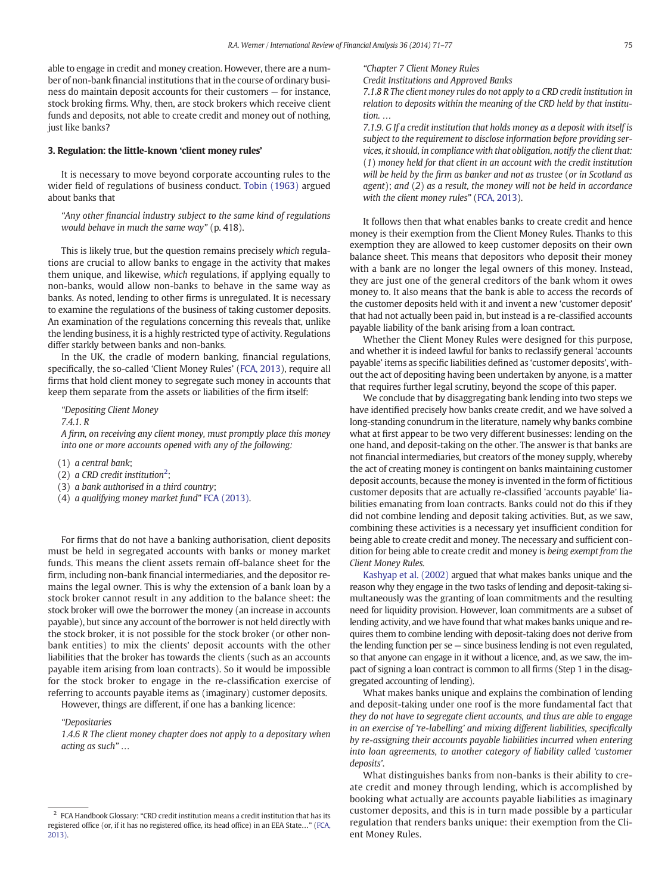able to engage in credit and money creation. However, there are a number of non-bank financial institutions that in the course of ordinary business do maintain deposit accounts for their customers — for instance, stock broking firms. Why, then, are stock brokers which receive client funds and deposits, not able to create credit and money out of nothing, just like banks?

## 3. Regulation: the little-known 'client money rules'

It is necessary to move beyond corporate accounting rules to the wider field of regulations of business conduct. Tobin (1963) argued about banks that

> *"Any other financial industry subject to the same kind of regulations would behave in much the same way"* (p. 418).

This is likely true, but the question remains precisely *which* regulations are crucial to allow banks to engage in the activity that makes them unique, and likewise, *which* regulations, if applying equally to non-banks, would allow non-banks to behave in the same way as banks. As noted, lending to other firms is unregulated. It is necessary to examine the regulations of the business of taking customer deposits. An examination of the regulations concerning this reveals that, unlike the lending business, it is a highly restricted type of activity. Regulations differ starkly between banks and non-banks.

In the UK, the cradle of modern banking, financial regulations, specifically, the so-called 'Client Money Rules' (FCA, 2013), require all firms that hold client money to segregate such money in accounts that keep them separate from the assets or liabilities of the firm itself:

> *"Depositing Client Money*
>
> *7.4.1. R*
>
> *A firm, on receiving any client money, must promptly place this money into one or more accounts opened with any of the following:*
>
> (1) *a central bank*;
> (2) *a CRD credit institution*[2];
> (3) *a bank authorised in a third country*;
> (4) *a qualifying money market fund*" FCA (2013).

For firms that do not have a banking authorisation, client deposits must be held in segregated accounts with banks or money market funds. This means the client assets remain off-balance sheet for the firm, including non-bank financial intermediaries, and the depositor remains the legal owner. This is why the extension of a bank loan by a stock broker cannot result in any addition to the balance sheet: the stock broker will owe the borrower the money (an increase in accounts payable), but since any account of the borrower is not held directly with the stock broker, it is not possible for the stock broker (or other non-bank entities) to mix the clients' deposit accounts with the other liabilities that the broker has towards the clients (such as an accounts payable item arising from loan contracts). So it would be impossible for the stock broker to engage in the re-classification exercise of referring to accounts payable items as (imaginary) customer deposits.

However, things are different, if one has a banking licence:

> *"Depositaries*
>
> *1.4.6 R The client money chapter does not apply to a depositary when acting as such"* …
>
> *"Chapter 7 Client Money Rules*
>
> *Credit Institutions and Approved Banks*
>
> *7.1.8 R The client money rules do not apply to a CRD credit institution in relation to deposits within the meaning of the CRD held by that institution.* …
>
> *7.1.9. G If a credit institution that holds money as a deposit with itself is subject to the requirement to disclose information before providing services, it should, in compliance with that obligation, notify the client that: (1) money held for that client in an account with the credit institution will be held by the firm as banker and not as trustee (or in Scotland as agent); and (2) as a result, the money will not be held in accordance with the client money rules"* (FCA, 2013).

It follows then that what enables banks to create credit and hence money is their exemption from the Client Money Rules. Thanks to this exemption they are allowed to keep customer deposits on their own balance sheet. This means that depositors who deposit their money with a bank are no longer the legal owners of this money. Instead, they are just one of the general creditors of the bank whom it owes money to. It also means that the bank is able to access the records of the customer deposits held with it and invent a new 'customer deposit' that had not actually been paid in, but instead is a re-classified accounts payable liability of the bank arising from a loan contract.

Whether the Client Money Rules were designed for this purpose, and whether it is indeed lawful for banks to reclassify general 'accounts payable' items as specific liabilities defined as 'customer deposits', without the act of depositing having been undertaken by anyone, is a matter that requires further legal scrutiny, beyond the scope of this paper.

We conclude that by disaggregating bank lending into two steps we have identified precisely how banks create credit, and we have solved a long-standing conundrum in the literature, namely why banks combine what at first appear to be two very different businesses: lending on the one hand, and deposit-taking on the other. The answer is that banks are not financial intermediaries, but creators of the money supply, whereby the act of creating money is contingent on banks maintaining customer deposit accounts, because the money is invented in the form of fictitious customer deposits that are actually re-classified 'accounts payable' liabilities emanating from loan contracts. Banks could not do this if they did not combine lending and deposit taking activities. But, as we saw, combining these activities is a necessary yet insufficient condition for being able to create credit and money. The necessary and sufficient condition for being able to create credit and money is *being exempt from the Client Money Rules.*

Kashyap et al. (2002) argued that what makes banks unique and the reason why they engage in the two tasks of lending and deposit-taking simultaneously was the granting of loan commitments and the resulting need for liquidity provision. However, loan commitments are a subset of lending activity, and we have found that what makes banks unique and requires them to combine lending with deposit-taking does not derive from the lending function per se — since business lending is not even regulated, so that anyone can engage in it without a licence, and, as we saw, the impact of signing a loan contract is common to all firms (Step 1 in the disaggregated accounting of lending).

What makes banks unique and explains the combination of lending and deposit-taking under one roof is the more fundamental fact that *they do not have to segregate client accounts, and thus are able to engage in an exercise of 're-labelling' and mixing different liabilities, specifically by re-assigning their accounts payable liabilities incurred when entering into loan agreements, to another category of liability called 'customer deposits'.*

What distinguishes banks from non-banks is their ability to create credit and money through lending, which is accomplished by booking what actually are accounts payable liabilities as imaginary customer deposits, and this is in turn made possible by a particular regulation that renders banks unique: their exemption from the Client Money Rules.

---

[2] FCA Handbook Glossary: "CRD credit institution means a credit institution that has its registered office (or, if it has no registered office, its head office) in an EEA State…" (FCA, 2013).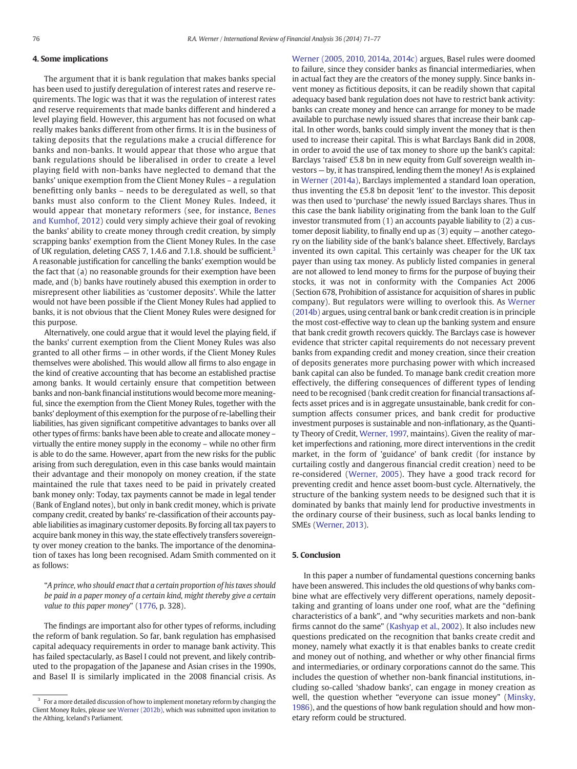## 4. Some implications

The argument that it is bank regulation that makes banks special has been used to justify deregulation of interest rates and reserve requirements. The logic was that it was the regulation of interest rates and reserve requirements that made banks different and hindered a level playing field. However, this argument has not focused on what really makes banks different from other firms. It is in the business of taking deposits that the regulations make a crucial difference for banks and non-banks. It would appear that those who argue that bank regulations should be liberalised in order to create a level playing field with non-banks have neglected to demand that the banks' unique exemption from the Client Money Rules – a regulation benefitting only banks – needs to be deregulated as well, so that banks must also conform to the Client Money Rules. Indeed, it would appear that monetary reformers (see, for instance, Benes and Kumhof, 2012) could very simply achieve their goal of revoking the banks' ability to create money through credit creation, by simply scrapping banks' exemption from the Client Money Rules. In the case of UK regulation, deleting CASS 7, 1.4.6 and 7.1.8. should be sufficient.[3] A reasonable justification for cancelling the banks' exemption would be the fact that (a) no reasonable grounds for their exemption have been made, and (b) banks have routinely abused this exemption in order to misrepresent other liabilities as 'customer deposits'. While the latter would not have been possible if the Client Money Rules had applied to banks, it is not obvious that the Client Money Rules were designed for this purpose.

Alternatively, one could argue that it would level the playing field, if the banks' current exemption from the Client Money Rules was also granted to all other firms — in other words, if the Client Money Rules themselves were abolished. This would allow all firms to also engage in the kind of creative accounting that has become an established practise among banks. It would certainly ensure that competition between banks and non-bank financial institutions would become more meaningful, since the exemption from the Client Money Rules, together with the banks' deployment of this exemption for the purpose of re-labelling their liabilities, has given significant competitive advantages to banks over all other types of firms: banks have been able to create and allocate money – virtually the entire money supply in the economy – while no other firm is able to do the same. However, apart from the new risks for the public arising from such deregulation, even in this case banks would maintain their advantage and their monopoly on money creation, if the state maintained the rule that taxes need to be paid in privately created bank money only: Today, tax payments cannot be made in legal tender (Bank of England notes), but only in bank credit money, which is private company credit, created by banks' re-classification of their accounts payable liabilities as imaginary customer deposits. By forcing all tax payers to acquire bank money in this way, the state effectively transfers sovereignty over money creation to the banks. The importance of the denomination of taxes has long been recognised. Adam Smith commented on it as follows:

> "*A prince, who should enact that a certain proportion of his taxes should be paid in a paper money of a certain kind, might thereby give a certain value to this paper money*" (1776, p. 328).

The findings are important also for other types of reforms, including the reform of bank regulation. So far, bank regulation has emphasised capital adequacy requirements in order to manage bank activity. This has failed spectacularly, as Basel I could not prevent, and likely contributed to the propagation of the Japanese and Asian crises in the 1990s, and Basel II is similarly implicated in the 2008 financial crisis. As Werner (2005, 2010, 2014a, 2014c) argues, Basel rules were doomed to failure, since they consider banks as financial intermediaries, when in actual fact they are the creators of the money supply. Since banks invent money as fictitious deposits, it can be readily shown that capital adequacy based bank regulation does not have to restrict bank activity: banks can create money and hence can arrange for money to be made available to purchase newly issued shares that increase their bank capital. In other words, banks could simply invent the money that is then used to increase their capital. This is what Barclays Bank did in 2008, in order to avoid the use of tax money to shore up the bank's capital: Barclays 'raised' £5.8 bn in new equity from Gulf sovereign wealth investors — by, it has transpired, lending them the money! As is explained in Werner (2014a), Barclays implemented a standard loan operation, thus inventing the £5.8 bn deposit 'lent' to the investor. This deposit was then used to 'purchase' the newly issued Barclays shares. Thus in this case the bank liability originating from the bank loan to the Gulf investor transmuted from (1) an accounts payable liability to (2) a customer deposit liability, to finally end up as (3) equity — another category on the liability side of the bank's balance sheet. Effectively, Barclays invented its own capital. This certainly was cheaper for the UK tax payer than using tax money. As publicly listed companies in general are not allowed to lend money to firms for the purpose of buying their stocks, it was not in conformity with the Companies Act 2006 (Section 678, Prohibition of assistance for acquisition of shares in public company). But regulators were willing to overlook this. As Werner (2014b) argues, using central bank or bank credit creation is in principle the most cost-effective way to clean up the banking system and ensure that bank credit growth recovers quickly. The Barclays case is however evidence that stricter capital requirements do not necessary prevent banks from expanding credit and money creation, since their creation of deposits generates more purchasing power with which increased bank capital can also be funded. To manage bank credit creation more effectively, the differing consequences of different types of lending need to be recognised (bank credit creation for financial transactions affects asset prices and is in aggregate unsustainable, bank credit for consumption affects consumer prices, and bank credit for productive investment purposes is sustainable and non-inflationary, as the Quantity Theory of Credit, Werner, 1997, maintains). Given the reality of market imperfections and rationing, more direct interventions in the credit market, in the form of 'guidance' of bank credit (for instance by curtailing costly and dangerous financial credit creation) need to be re-considered (Werner, 2005). They have a good track record for preventing credit and hence asset boom-bust cycle. Alternatively, the structure of the banking system needs to be designed such that it is dominated by banks that mainly lend for productive investments in the ordinary course of their business, such as local banks lending to SMEs (Werner, 2013).

## 5. Conclusion

In this paper a number of fundamental questions concerning banks have been answered. This includes the old questions of why banks combine what are effectively very different operations, namely deposit-taking and granting of loans under one roof, what are the "defining characteristics of a bank", and "why securities markets and non-bank firms cannot do the same" (Kashyap et al., 2002). It also includes new questions predicated on the recognition that banks create credit and money, namely what exactly it is that enables banks to create credit and money out of nothing, and whether or why other financial firms and intermediaries, or ordinary corporations cannot do the same. This includes the question of whether non-bank financial institutions, including so-called 'shadow banks', can engage in money creation as well, the question whether "everyone can issue money" (Minsky, 1986), and the questions of how bank regulation should and how monetary reform could be structured.

[3] For a more detailed discussion of how to implement monetary reform by changing the Client Money Rules, please see Werner (2012b), which was submitted upon invitation to the Althing, Iceland's Parliament.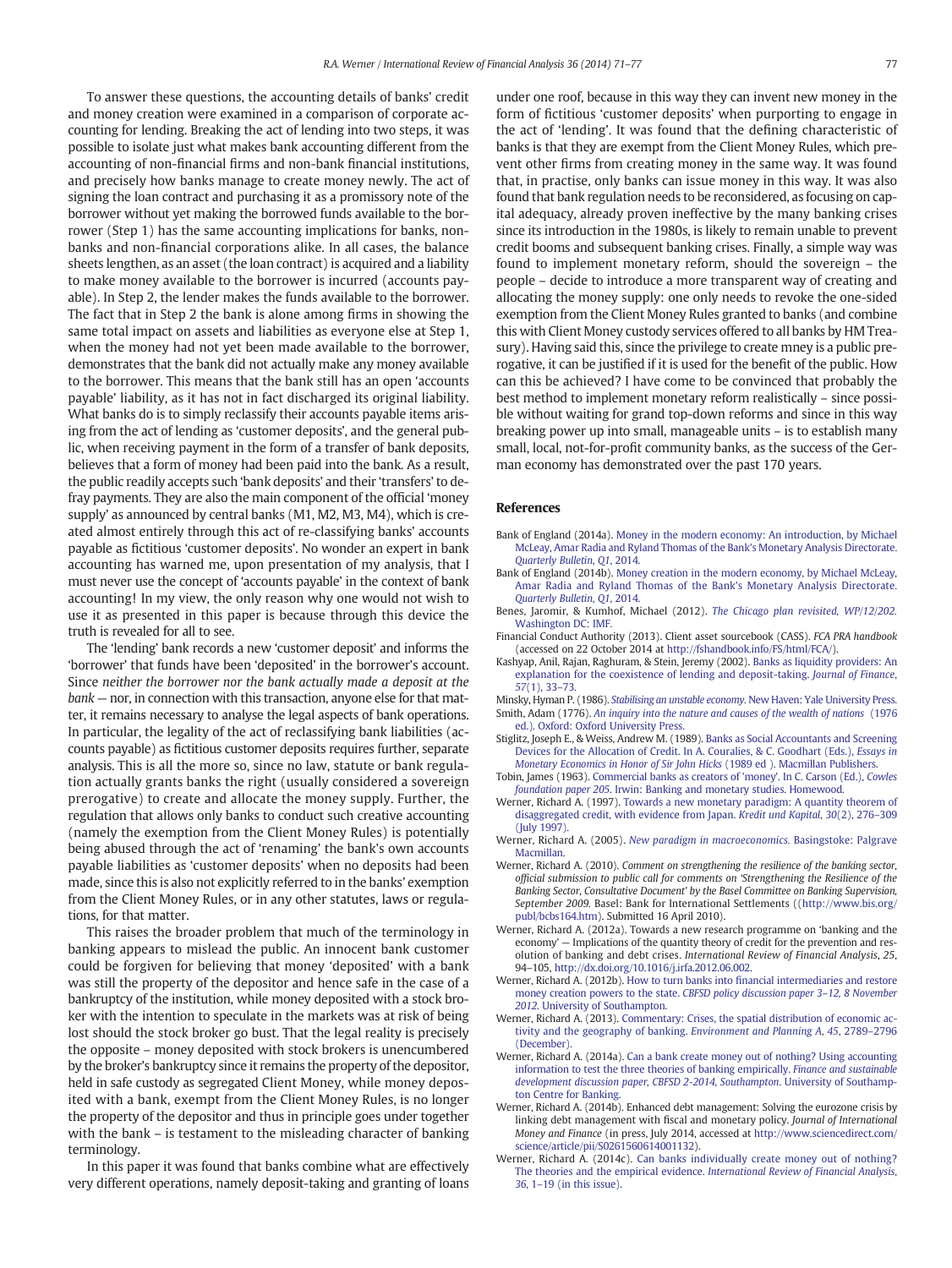To answer these questions, the accounting details of banks' credit and money creation were examined in a comparison of corporate accounting for lending. Breaking the act of lending into two steps, it was possible to isolate just what makes bank accounting different from the accounting of non-financial firms and non-bank financial institutions, and precisely how banks manage to create money newly. The act of signing the loan contract and purchasing it as a promissory note of the borrower without yet making the borrowed funds available to the borrower (Step 1) has the same accounting implications for banks, non-banks and non-financial corporations alike. In all cases, the balance sheets lengthen, as an asset (the loan contract) is acquired and a liability to make money available to the borrower is incurred (accounts payable). In Step 2, the lender makes the funds available to the borrower. The fact that in Step 2 the bank is alone among firms in showing the same total impact on assets and liabilities as everyone else at Step 1, when the money had not yet been made available to the borrower, demonstrates that the bank did not actually make any money available to the borrower. This means that the bank still has an open 'accounts payable' liability, as it has not in fact discharged its original liability. What banks do is to simply reclassify their accounts payable items arising from the act of lending as 'customer deposits', and the general public, when receiving payment in the form of a transfer of bank deposits, believes that a form of money had been paid into the bank. As a result, the public readily accepts such 'bank deposits' and their 'transfers' to defray payments. They are also the main component of the official 'money supply' as announced by central banks (M1, M2, M3, M4), which is created almost entirely through this act of re-classifying banks' accounts payable as fictitious 'customer deposits'. No wonder an expert in bank accounting has warned me, upon presentation of my analysis, that I must never use the concept of 'accounts payable' in the context of bank accounting! In my view, the only reason why one would not wish to use it as presented in this paper is because through this device the truth is revealed for all to see.

The 'lending' bank records a new 'customer deposit' and informs the 'borrower' that funds have been 'deposited' in the borrower's account. Since *neither the borrower nor the bank actually made a deposit at the bank* — nor, in connection with this transaction, anyone else for that matter, it remains necessary to analyse the legal aspects of bank operations. In particular, the legality of the act of reclassifying bank liabilities (accounts payable) as fictitious customer deposits requires further, separate analysis. This is all the more so, since no law, statute or bank regulation actually grants banks the right (usually considered a sovereign prerogative) to create and allocate the money supply. Further, the regulation that allows only banks to conduct such creative accounting (namely the exemption from the Client Money Rules) is potentially being abused through the act of 'renaming' the bank's own accounts payable liabilities as 'customer deposits' when no deposits had been made, since this is also not explicitly referred to in the banks' exemption from the Client Money Rules, or in any other statutes, laws or regulations, for that matter.

This raises the broader problem that much of the terminology in banking appears to mislead the public. An innocent bank customer could be forgiven for believing that money 'deposited' with a bank was still the property of the depositor and hence safe in the case of a bankruptcy of the institution, while money deposited with a stock broker with the intention to speculate in the markets was at risk of being lost should the stock broker go bust. That the legal reality is precisely the opposite – money deposited with stock brokers is unencumbered by the broker's bankruptcy since it remains the property of the depositor, held in safe custody as segregated Client Money, while money deposited with a bank, exempt from the Client Money Rules, is no longer the property of the depositor and thus in principle goes under together with the bank – is testament to the misleading character of banking terminology.

In this paper it was found that banks combine what are effectively very different operations, namely deposit-taking and granting of loans under one roof, because in this way they can invent new money in the form of fictitious 'customer deposits' when purporting to engage in the act of 'lending'. It was found that the defining characteristic of banks is that they are exempt from the Client Money Rules, which prevent other firms from creating money in the same way. It was found that, in practise, only banks can issue money in this way. It was also found that bank regulation needs to be reconsidered, as focusing on capital adequacy, already proven ineffective by the many banking crises since its introduction in the 1980s, is likely to remain unable to prevent credit booms and subsequent banking crises. Finally, a simple way was found to implement monetary reform, should the sovereign – the people – decide to introduce a more transparent way of creating and allocating the money supply: one only needs to revoke the one-sided exemption from the Client Money Rules granted to banks (and combine this with Client Money custody services offered to all banks by HM Treasury). Having said this, since the privilege to create mney is a public prerogative, it can be justified if it is used for the benefit of the public. How can this be achieved? I have come to be convinced that probably the best method to implement monetary reform realistically – since possible without waiting for grand top-down reforms and since in this way breaking power up into small, manageable units – is to establish many small, local, not-for-profit community banks, as the success of the German economy has demonstrated over the past 170 years.

## References

Bank of England (2014a). Money in the modern economy: An introduction, by Michael McLeay, Amar Radia and Ryland Thomas of the Bank's Monetary Analysis Directorate. *Quarterly Bulletin*, *Q1*, 2014.

Bank of England (2014b). Money creation in the modern economy, by Michael McLeay, Amar Radia and Ryland Thomas of the Bank's Monetary Analysis Directorate. *Quarterly Bulletin*, *Q1*, 2014.

Benes, Jaromir, & Kumhof, Michael (2012). *The Chicago plan revisited, WP/12/202.* Washington DC: IMF.

Financial Conduct Authority (2013). Client asset sourcebook (CASS). *FCA PRA handbook* (accessed on 22 October 2014 at http://fshandbook.info/FS/html/FCA/).

Kashyap, Anil, Rajan, Raghuram, & Stein, Jeremy (2002). Banks as liquidity providers: An explanation for the coexistence of lending and deposit-taking. *Journal of Finance*, *57*(1), 33–73.

Minsky, Hyman P. (1986). *Stabilising an unstable economy.* New Haven: Yale University Press.

Smith, Adam (1776). *An inquiry into the nature and causes of the wealth of nations* (1976 ed.). Oxford: Oxford University Press.

Stiglitz, Joseph E., & Weiss, Andrew M. (1989). Banks as Social Accountants and Screening Devices for the Allocation of Credit. In A. Courakis, & C. Goodhart (Eds.), *Essays in Monetary Economics in Honor of Sir John Hicks* (1989 ed ). Macmillan Publishers.

Tobin, James (1963). Commercial banks as creators of 'money'. In C. Carson (Ed.), *Cowles foundation paper 205.* Irwin: Banking and monetary studies. Homewood.

Werner, Richard A. (1997). Towards a new monetary paradigm: A quantity theorem of disaggregated credit, with evidence from Japan. *Kredit und Kapital*, *30*(2), 276–309 (July 1997).

Werner, Richard A. (2005). *New paradigm in macroeconomics.* Basingstoke: Palgrave Macmillan.

Werner, Richard A. (2010). *Comment on strengthening the resilience of the banking sector, official submission to public call for comments on 'Strengthening the Resilience of the Banking Sector, Consultative Document' by the Basel Committee on Banking Supervision, September 2009.* Basel: Bank for International Settlements ((http://www.bis.org/publ/bcbs164.htm). Submitted 16 April 2010).

Werner, Richard A. (2012a). Towards a new research programme on 'banking and the economy' — Implications of the quantity theory of credit for the prevention and resolution of banking and debt crises. *International Review of Financial Analysis*, *25*, 94–105, http://dx.doi.org/10.1016/j.irfa.2012.06.002.

Werner, Richard A. (2012b). How to turn banks into financial intermediaries and restore money creation powers to the state. *CBFSD policy discussion paper 3–12, 8 November 2012.* University of Southampton.

Werner, Richard A. (2013). Commentary: Crises, the spatial distribution of economic activity and the geography of banking. *Environment and Planning A*, *45*, 2789–2796 (December).

Werner, Richard A. (2014a). Can a bank create money out of nothing? Using accounting information to test the three theories of banking empirically. *Finance and sustainable development discussion paper, CBFSD 2-2014, Southampton*. University of Southampton Centre for Banking.

Werner, Richard A. (2014b). Enhanced debt management: Solving the eurozone crisis by linking debt management with fiscal and monetary policy. *Journal of International Money and Finance* (in press, July 2014, accessed at http://www.sciencedirect.com/science/article/pii/S0261560614001132).

Werner, Richard A. (2014c). Can banks individually create money out of nothing? The theories and the empirical evidence. *International Review of Financial Analysis*, *36*, 1–19 (in this issue).